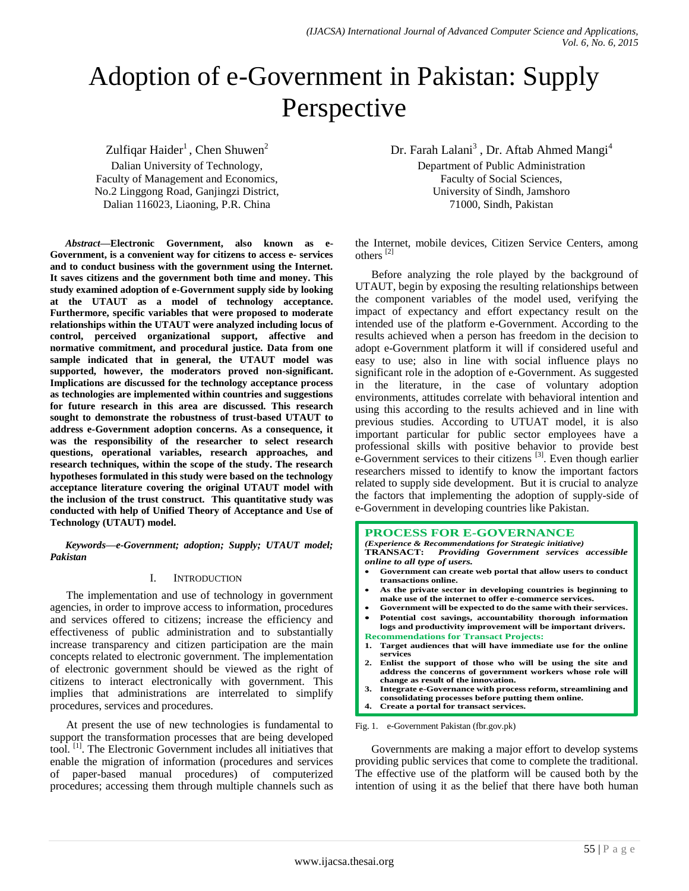# Adoption of e-Government in Pakistan: Supply Perspective

Zulfiqar Haider[1], Chen Shuwen[2]
Dalian University of Technology,
Faculty of Management and Economics,
No.2 Linggong Road, Ganjingzi District,
Dalian 116023, Liaoning, P.R. China

Dr. Farah Lalani[3], Dr. Aftab Ahmed Mangi[4]
Department of Public Administration
Faculty of Social Sciences,
University of Sindh, Jamshoro
71000, Sindh, Pakistan

***Abstract*—Electronic Government, also known as e-Government, is a convenient way for citizens to access e- services and to conduct business with the government using the Internet. It saves citizens and the government both time and money. This study examined adoption of e-Government supply side by looking at the UTAUT as a model of technology acceptance. Furthermore, specific variables that were proposed to moderate relationships within the UTAUT were analyzed including locus of control, perceived organizational support, affective and normative commitment, and procedural justice. Data from one sample indicated that in general, the UTAUT model was supported, however, the moderators proved non-significant. Implications are discussed for the technology acceptance process as technologies are implemented within countries and suggestions for future research in this area are discussed. This research sought to demonstrate the robustness of trust-based UTAUT to address e-Government adoption concerns. As a consequence, it was the responsibility of the researcher to select research questions, operational variables, research approaches, and research techniques, within the scope of the study. The research hypotheses formulated in this study were based on the technology acceptance literature covering the original UTAUT model with the inclusion of the trust construct. This quantitative study was conducted with help of Unified Theory of Acceptance and Use of Technology (UTAUT) model.**

***Keywords*—*e-Government; adoption; Supply; UTAUT model; Pakistan***

## I. Introduction

The implementation and use of technology in government agencies, in order to improve access to information, procedures and services offered to citizens; increase the efficiency and effectiveness of public administration and to substantially increase transparency and citizen participation are the main concepts related to electronic government. The implementation of electronic government should be viewed as the right of citizens to interact electronically with government. This implies that administrations are interrelated to simplify procedures, services and procedures.

At present the use of new technologies is fundamental to support the transformation processes that are being developed tool. [1]. The Electronic Government includes all initiatives that enable the migration of information (procedures and services of paper-based manual procedures) of computerized procedures; accessing them through multiple channels such as the Internet, mobile devices, Citizen Service Centers, among others [2]

Before analyzing the role played by the background of UTAUT, begin by exposing the resulting relationships between the component variables of the model used, verifying the impact of expectancy and effort expectancy result on the intended use of the platform e-Government. According to the results achieved when a person has freedom in the decision to adopt e-Government platform it will if considered useful and easy to use; also in line with social influence plays no significant role in the adoption of e-Government. As suggested in the literature, in the case of voluntary adoption environments, attitudes correlate with behavioral intention and using this according to the results achieved and in line with previous studies. According to UTUAT model, it is also important particular for public sector employees have a professional skills with positive behavior to provide best e-Government services to their citizens [3]. Even though earlier researchers missed to identify to know the important factors related to supply side development. But it is crucial to analyze the factors that implementing the adoption of supply-side of e-Government in developing countries like Pakistan.

**PROCESS FOR E-GOVERNANCE**
***(Experience & Recommendations for Strategic initiative)***
**TRANSACT:** ***Providing Government services accessible online to all type of users.***

- **Government can create web portal that allow users to conduct transactions online.**
- **As the private sector in developing countries is beginning to make use of the internet to offer e-commerce services.**
- **Government will be expected to do the same with their services.**
- **Potential cost savings, accountability thorough information logs and productivity improvement will be important drivers.**

**Recommendations for Transact Projects:**

1. **Target audiences that will have immediate use for the online services**
2. **Enlist the support of those who will be using the site and address the concerns of government workers whose role will change as result of the innovation.**
3. **Integrate e-Governance with process reform, streamlining and consolidating processes before putting them online.**
4. **Create a portal for transact services.**

Fig. 1. e-Government Pakistan (fbr.gov.pk)

Governments are making a major effort to develop systems providing public services that come to complete the traditional. The effective use of the platform will be caused both by the intention of using it as the belief that there have both human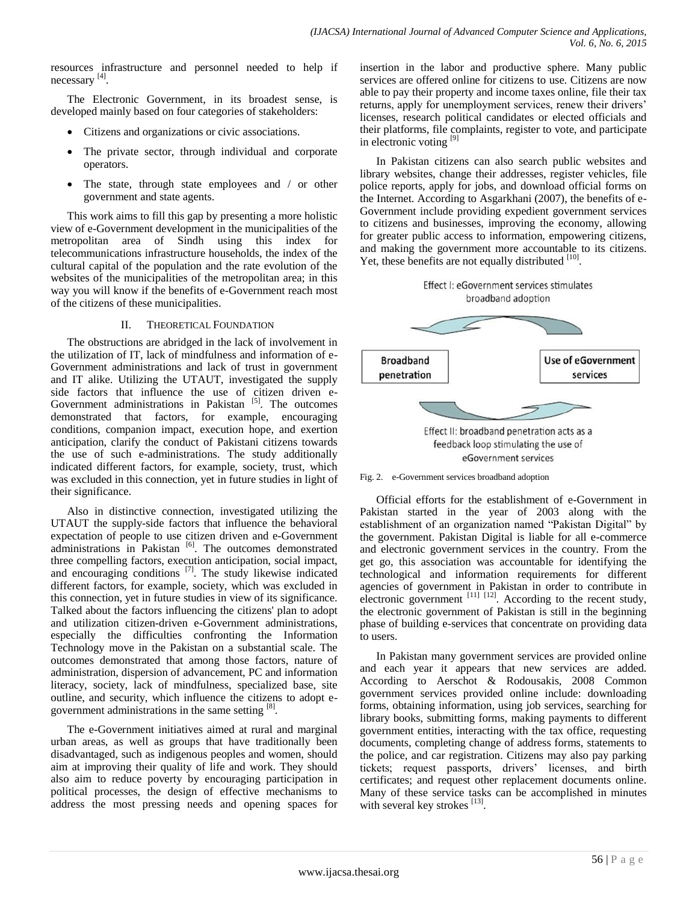resources infrastructure and personnel needed to help if necessary [4].

The Electronic Government, in its broadest sense, is developed mainly based on four categories of stakeholders:

- Citizens and organizations or civic associations.
- The private sector, through individual and corporate operators.
- The state, through state employees and / or other government and state agents.

This work aims to fill this gap by presenting a more holistic view of e-Government development in the municipalities of the metropolitan area of Sindh using this index for telecommunications infrastructure households, the index of the cultural capital of the population and the rate evolution of the websites of the municipalities of the metropolitan area; in this way you will know if the benefits of e-Government reach most of the citizens of these municipalities.

## II. Theoretical Foundation

The obstructions are abridged in the lack of involvement in the utilization of IT, lack of mindfulness and information of e-Government administrations and lack of trust in government and IT alike. Utilizing the UTAUT, investigated the supply side factors that influence the use of citizen driven e-Government administrations in Pakistan [5]. The outcomes demonstrated that factors, for example, encouraging conditions, companion impact, execution hope, and exertion anticipation, clarify the conduct of Pakistani citizens towards the use of such e-administrations. The study additionally indicated different factors, for example, society, trust, which was excluded in this connection, yet in future studies in light of their significance.

Also in distinctive connection, investigated utilizing the UTAUT the supply-side factors that influence the behavioral expectation of people to use citizen driven and e-Government administrations in Pakistan [6]. The outcomes demonstrated three compelling factors, execution anticipation, social impact, and encouraging conditions [7]. The study likewise indicated different factors, for example, society, which was excluded in this connection, yet in future studies in view of its significance. Talked about the factors influencing the citizens' plan to adopt and utilization citizen-driven e-Government administrations, especially the difficulties confronting the Information Technology move in the Pakistan on a substantial scale. The outcomes demonstrated that among those factors, nature of administration, dispersion of advancement, PC and information literacy, society, lack of mindfulness, specialized base, site outline, and security, which influence the citizens to adopt e-government administrations in the same setting [8].

The e-Government initiatives aimed at rural and marginal urban areas, as well as groups that have traditionally been disadvantaged, such as indigenous peoples and women, should aim at improving their quality of life and work. They should also aim to reduce poverty by encouraging participation in political processes, the design of effective mechanisms to address the most pressing needs and opening spaces for insertion in the labor and productive sphere. Many public services are offered online for citizens to use. Citizens are now able to pay their property and income taxes online, file their tax returns, apply for unemployment services, renew their drivers' licenses, research political candidates or elected officials and their platforms, file complaints, register to vote, and participate in electronic voting [9]

In Pakistan citizens can also search public websites and library websites, change their addresses, register vehicles, file police reports, apply for jobs, and download official forms on the Internet. According to Asgarkhani (2007), the benefits of e-Government include providing expedient government services to citizens and businesses, improving the economy, allowing for greater public access to information, empowering citizens, and making the government more accountable to its citizens. Yet, these benefits are not equally distributed [10].

Fig. 2. e-Government services broadband adoption

Official efforts for the establishment of e-Government in Pakistan started in the year of 2003 along with the establishment of an organization named "Pakistan Digital" by the government. Pakistan Digital is liable for all e-commerce and electronic government services in the country. From the get go, this association was accountable for identifying the technological and information requirements for different agencies of government in Pakistan in order to contribute in electronic government [11] [12]. According to the recent study, the electronic government of Pakistan is still in the beginning phase of building e-services that concentrate on providing data to users.

In Pakistan many government services are provided online and each year it appears that new services are added. According to Aerschot & Rodousakis, 2008 Common government services provided online include: downloading forms, obtaining information, using job services, searching for library books, submitting forms, making payments to different government entities, interacting with the tax office, requesting documents, completing change of address forms, statements to the police, and car registration. Citizens may also pay parking tickets; request passports, drivers' licenses, and birth certificates; and request other replacement documents online. Many of these service tasks can be accomplished in minutes with several key strokes [13].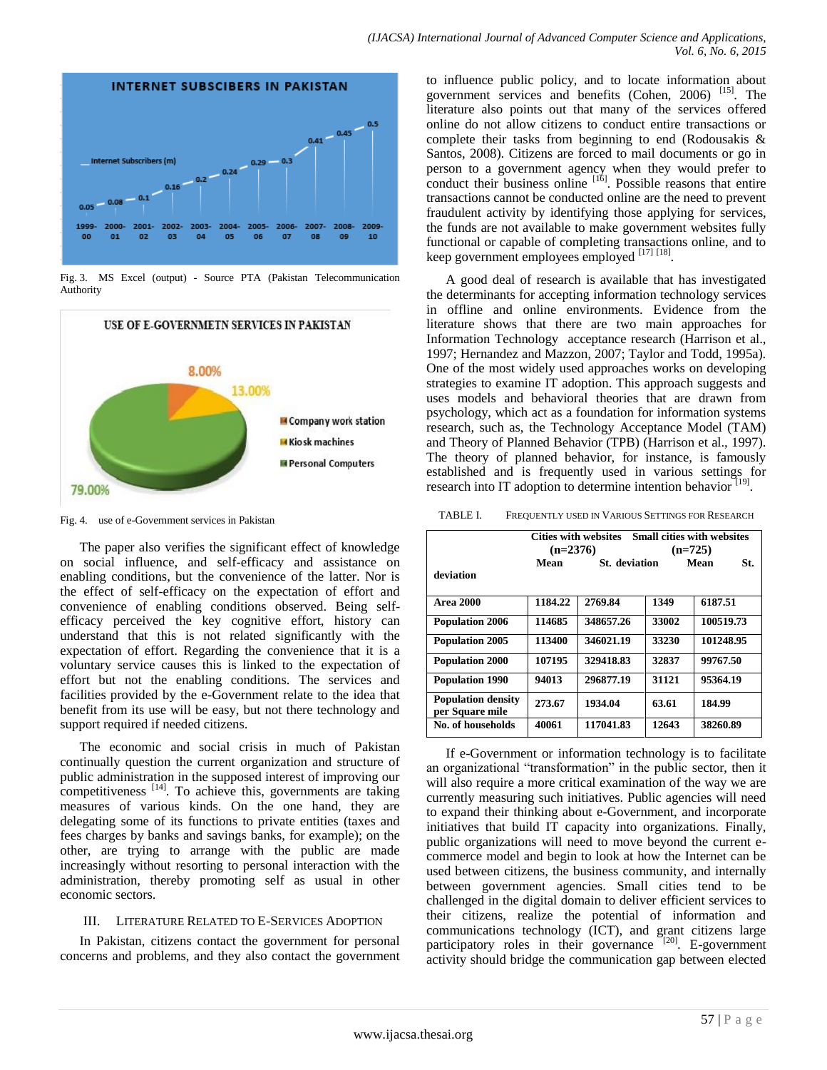Fig. 3. MS Excel (output) - Source PTA (Pakistan Telecommunication Authority

Fig. 4. use of e-Government services in Pakistan

The paper also verifies the significant effect of knowledge on social influence, and self-efficacy and assistance on enabling conditions, but the convenience of the latter. Nor is the effect of self-efficacy on the expectation of effort and convenience of enabling conditions observed. Being self-efficacy perceived the key cognitive effort, history can understand that this is not related significantly with the expectation of effort. Regarding the convenience that it is a voluntary service causes this is linked to the expectation of effort but not the enabling conditions. The services and facilities provided by the e-Government relate to the idea that benefit from its use will be easy, but not there technology and support required if needed citizens.

The economic and social crisis in much of Pakistan continually question the current organization and structure of public administration in the supposed interest of improving our competitiveness [14]. To achieve this, governments are taking measures of various kinds. On the one hand, they are delegating some of its functions to private entities (taxes and fees charges by banks and savings banks, for example); on the other, are trying to arrange with the public are made increasingly without resorting to personal interaction with the administration, thereby promoting self as usual in other economic sectors.

## III. Literature Related to E-Services Adoption

In Pakistan, citizens contact the government for personal concerns and problems, and they also contact the government to influence public policy, and to locate information about government services and benefits (Cohen, 2006) [15]. The literature also points out that many of the services offered online do not allow citizens to conduct entire transactions or complete their tasks from beginning to end (Rodousakis & Santos, 2008). Citizens are forced to mail documents or go in person to a government agency when they would prefer to conduct their business online [16]. Possible reasons that entire transactions cannot be conducted online are the need to prevent fraudulent activity by identifying those applying for services, the funds are not available to make government websites fully functional or capable of completing transactions online, and to keep government employees employed [17] [18].

A good deal of research is available that has investigated the determinants for accepting information technology services in offline and online environments. Evidence from the literature shows that there are two main approaches for Information Technology acceptance research (Harrison et al., 1997; Hernandez and Mazzon, 2007; Taylor and Todd, 1995a). One of the most widely used approaches works on developing strategies to examine IT adoption. This approach suggests and uses models and behavioral theories that are drawn from psychology, which act as a foundation for information systems research, such as, the Technology Acceptance Model (TAM) and Theory of Planned Behavior (TPB) (Harrison et al., 1997). The theory of planned behavior, for instance, is famously established and is frequently used in various settings for research into IT adoption to determine intention behavior [19].

TABLE I. Frequently used in Various Settings for Research

| | Cities with websites (n=2376) | | Small cities with websites (n=725) | |
|---|---|---|---|---|
| | Mean | St. deviation | Mean | St. deviation |
| Area 2000 | 1184.22 | 2769.84 | 1349 | 6187.51 |
| Population 2006 | 114685 | 348657.26 | 33002 | 100519.73 |
| Population 2005 | 113400 | 346021.19 | 33230 | 101248.95 |
| Population 2000 | 107195 | 329418.83 | 32837 | 99767.50 |
| Population 1990 | 94013 | 296877.19 | 31121 | 95364.19 |
| Population density per Square mile | 273.67 | 1934.04 | 63.61 | 184.99 |
| No. of households | 40061 | 117041.83 | 12643 | 38260.89 |

If e-Government or information technology is to facilitate an organizational "transformation" in the public sector, then it will also require a more critical examination of the way we are currently measuring such initiatives. Public agencies will need to expand their thinking about e-Government, and incorporate initiatives that build IT capacity into organizations. Finally, public organizations will need to move beyond the current e-commerce model and begin to look at how the Internet can be used between citizens, the business community, and internally between government agencies. Small cities tend to be challenged in the digital domain to deliver efficient services to their citizens, realize the potential of information and communications technology (ICT), and grant citizens large participatory roles in their governance [20]. E-government activity should bridge the communication gap between elected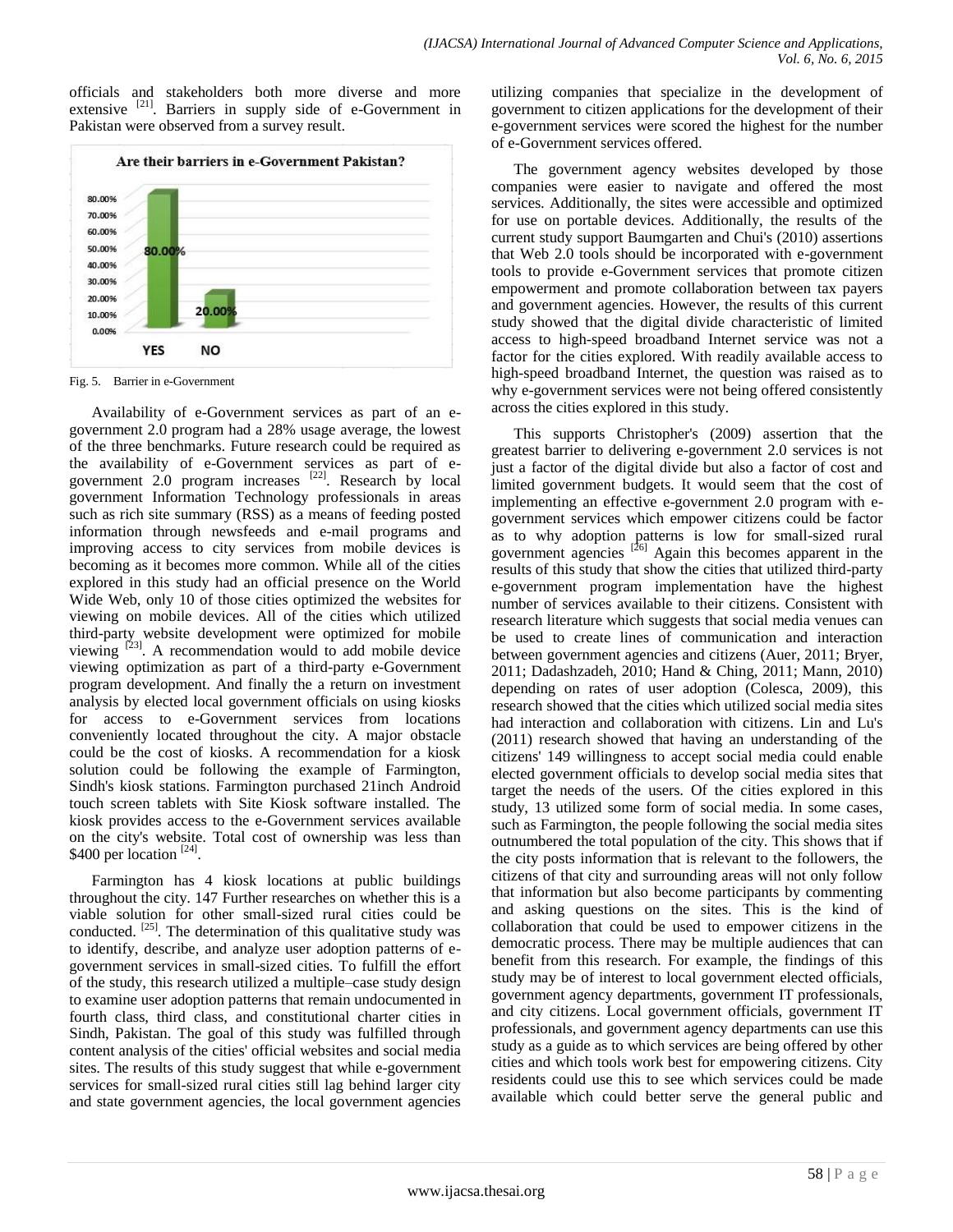officials and stakeholders both more diverse and more extensive [21]. Barriers in supply side of e-Government in Pakistan were observed from a survey result.

Fig. 5. Barrier in e-Government

Availability of e-Government services as part of an e-government 2.0 program had a 28% usage average, the lowest of the three benchmarks. Future research could be required as the availability of e-Government services as part of e-government 2.0 program increases [22]. Research by local government Information Technology professionals in areas such as rich site summary (RSS) as a means of feeding posted information through newsfeeds and e-mail programs and improving access to city services from mobile devices is becoming as it becomes more common. While all of the cities explored in this study had an official presence on the World Wide Web, only 10 of those cities optimized the websites for viewing on mobile devices. All of the cities which utilized third-party website development were optimized for mobile viewing [23]. A recommendation would to add mobile device viewing optimization as part of a third-party e-Government program development. And finally the a return on investment analysis by elected local government officials on using kiosks for access to e-Government services from locations conveniently located throughout the city. A major obstacle could be the cost of kiosks. A recommendation for a kiosk solution could be following the example of Farmington, Sindh's kiosk stations. Farmington purchased 21inch Android touch screen tablets with Site Kiosk software installed. The kiosk provides access to the e-Government services available on the city's website. Total cost of ownership was less than $400 per location [24].

Farmington has 4 kiosk locations at public buildings throughout the city. 147 Further researches on whether this is a viable solution for other small-sized rural cities could be conducted. [25]. The determination of this qualitative study was to identify, describe, and analyze user adoption patterns of e-government services in small-sized cities. To fulfill the effort of the study, this research utilized a multiple–case study design to examine user adoption patterns that remain undocumented in fourth class, third class, and constitutional charter cities in Sindh, Pakistan. The goal of this study was fulfilled through content analysis of the cities' official websites and social media sites. The results of this study suggest that while e-government services for small-sized rural cities still lag behind larger city and state government agencies, the local government agencies utilizing companies that specialize in the development of government to citizen applications for the development of their e-government services were scored the highest for the number of e-Government services offered.

The government agency websites developed by those companies were easier to navigate and offered the most services. Additionally, the sites were accessible and optimized for use on portable devices. Additionally, the results of the current study support Baumgarten and Chui's (2010) assertions that Web 2.0 tools should be incorporated with e-government tools to provide e-Government services that promote citizen empowerment and promote collaboration between tax payers and government agencies. However, the results of this current study showed that the digital divide characteristic of limited access to high-speed broadband Internet service was not a factor for the cities explored. With readily available access to high-speed broadband Internet, the question was raised as to why e-government services were not being offered consistently across the cities explored in this study.

This supports Christopher's (2009) assertion that the greatest barrier to delivering e-government 2.0 services is not just a factor of the digital divide but also a factor of cost and limited government budgets. It would seem that the cost of implementing an effective e-government 2.0 program with e-government services which empower citizens could be factor as to why adoption patterns is low for small-sized rural government agencies [26] Again this becomes apparent in the results of this study that show the cities that utilized third-party e-government program implementation have the highest number of services available to their citizens. Consistent with research literature which suggests that social media venues can be used to create lines of communication and interaction between government agencies and citizens (Auer, 2011; Bryer, 2011; Dadashzadeh, 2010; Hand & Ching, 2011; Mann, 2010) depending on rates of user adoption (Colesca, 2009), this research showed that the cities which utilized social media sites had interaction and collaboration with citizens. Lin and Lu's (2011) research showed that having an understanding of the citizens' 149 willingness to accept social media could enable elected government officials to develop social media sites that target the needs of the users. Of the cities explored in this study, 13 utilized some form of social media. In some cases, such as Farmington, the people following the social media sites outnumbered the total population of the city. This shows that if the city posts information that is relevant to the followers, the citizens of that city and surrounding areas will not only follow that information but also become participants by commenting and asking questions on the sites. This is the kind of collaboration that could be used to empower citizens in the democratic process. There may be multiple audiences that can benefit from this research. For example, the findings of this study may be of interest to local government elected officials, government agency departments, government IT professionals, and city citizens. Local government officials, government IT professionals, and government agency departments can use this study as a guide as to which services are being offered by other cities and which tools work best for empowering citizens. City residents could use this to see which services could be made available which could better serve the general public and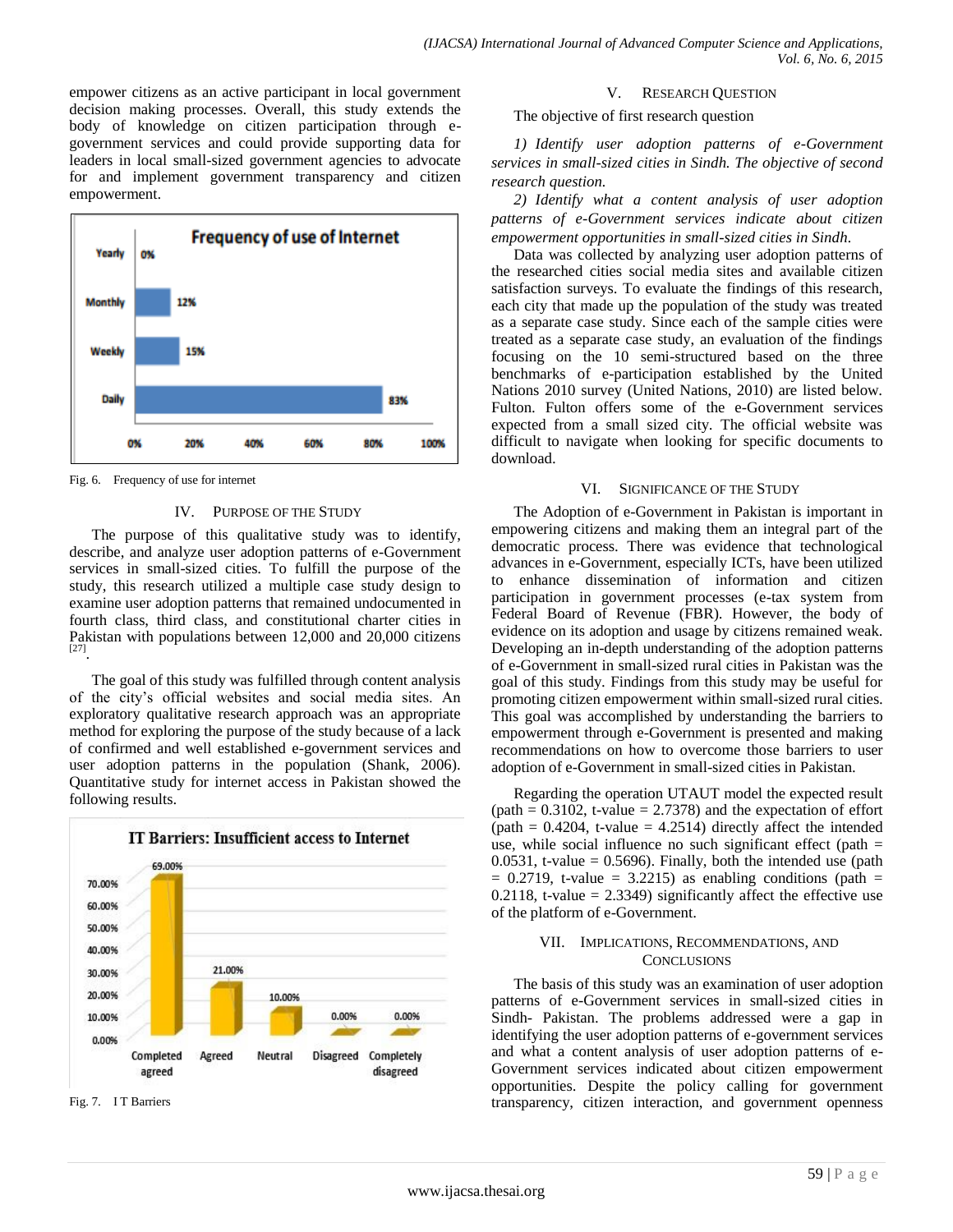empower citizens as an active participant in local government decision making processes. Overall, this study extends the body of knowledge on citizen participation through e-government services and could provide supporting data for leaders in local small-sized government agencies to advocate for and implement government transparency and citizen empowerment.

Fig. 6. Frequency of use for internet

## IV. Purpose of the Study

The purpose of this qualitative study was to identify, describe, and analyze user adoption patterns of e-Government services in small-sized cities. To fulfill the purpose of the study, this research utilized a multiple case study design to examine user adoption patterns that remained undocumented in fourth class, third class, and constitutional charter cities in Pakistan with populations between 12,000 and 20,000 citizens [27].

The goal of this study was fulfilled through content analysis of the city's official websites and social media sites. An exploratory qualitative research approach was an appropriate method for exploring the purpose of the study because of a lack of confirmed and well established e-government services and user adoption patterns in the population (Shank, 2006). Quantitative study for internet access in Pakistan showed the following results.

Fig. 7. I T Barriers

## V. Research Question

The objective of first research question

*1) Identify user adoption patterns of e-Government services in small-sized cities in Sindh. The objective of second research question.*

*2) Identify what a content analysis of user adoption patterns of e-Government services indicate about citizen empowerment opportunities in small-sized cities in Sindh.*

Data was collected by analyzing user adoption patterns of the researched cities social media sites and available citizen satisfaction surveys. To evaluate the findings of this research, each city that made up the population of the study was treated as a separate case study. Since each of the sample cities were treated as a separate case study, an evaluation of the findings focusing on the 10 semi-structured based on the three benchmarks of e-participation established by the United Nations 2010 survey (United Nations, 2010) are listed below. Fulton. Fulton offers some of the e-Government services expected from a small sized city. The official website was difficult to navigate when looking for specific documents to download.

## VI. Significance of the Study

The Adoption of e-Government in Pakistan is important in empowering citizens and making them an integral part of the democratic process. There was evidence that technological advances in e-Government, especially ICTs, have been utilized to enhance dissemination of information and citizen participation in government processes (e-tax system from Federal Board of Revenue (FBR). However, the body of evidence on its adoption and usage by citizens remained weak. Developing an in-depth understanding of the adoption patterns of e-Government in small-sized rural cities in Pakistan was the goal of this study. Findings from this study may be useful for promoting citizen empowerment within small-sized rural cities. This goal was accomplished by understanding the barriers to empowerment through e-Government is presented and making recommendations on how to overcome those barriers to user adoption of e-Government in small-sized cities in Pakistan.

Regarding the operation UTAUT model the expected result (path = 0.3102, t-value = 2.7378) and the expectation of effort (path = 0.4204, t-value = 4.2514) directly affect the intended use, while social influence no such significant effect (path = 0.0531, t-value = 0.5696). Finally, both the intended use (path = 0.2719, t-value = 3.2215) as enabling conditions (path = 0.2118, t-value = 2.3349) significantly affect the effective use of the platform of e-Government.

## VII. Implications, Recommendations, and Conclusions

The basis of this study was an examination of user adoption patterns of e-Government services in small-sized cities in Sindh- Pakistan. The problems addressed were a gap in identifying the user adoption patterns of e-government services and what a content analysis of user adoption patterns of e-Government services indicated about citizen empowerment opportunities. Despite the policy calling for government transparency, citizen interaction, and government openness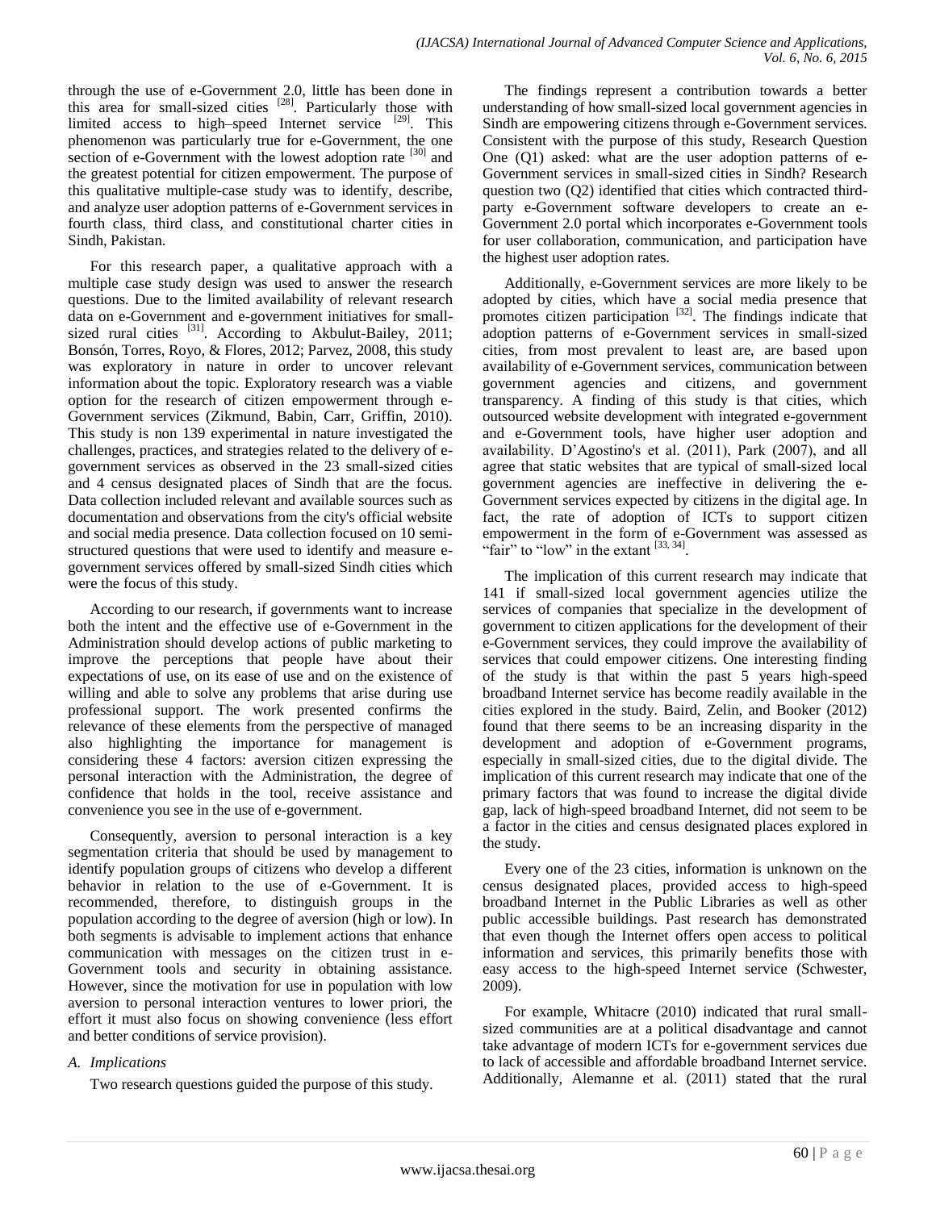through the use of e-Government 2.0, little has been done in this area for small-sized cities [28]. Particularly those with limited access to high–speed Internet service [29]. This phenomenon was particularly true for e-Government, the one section of e-Government with the lowest adoption rate [30] and the greatest potential for citizen empowerment. The purpose of this qualitative multiple-case study was to identify, describe, and analyze user adoption patterns of e-Government services in fourth class, third class, and constitutional charter cities in Sindh, Pakistan.

For this research paper, a qualitative approach with a multiple case study design was used to answer the research questions. Due to the limited availability of relevant research data on e-Government and e-government initiatives for small-sized rural cities [31]. According to Akbulut-Bailey, 2011; Bonsón, Torres, Royo, & Flores, 2012; Parvez, 2008, this study was exploratory in nature in order to uncover relevant information about the topic. Exploratory research was a viable option for the research of citizen empowerment through e-Government services (Zikmund, Babin, Carr, Griffin, 2010). This study is non 139 experimental in nature investigated the challenges, practices, and strategies related to the delivery of e-government services as observed in the 23 small-sized cities and 4 census designated places of Sindh that are the focus. Data collection included relevant and available sources such as documentation and observations from the city's official website and social media presence. Data collection focused on 10 semi-structured questions that were used to identify and measure e-government services offered by small-sized Sindh cities which were the focus of this study.

According to our research, if governments want to increase both the intent and the effective use of e-Government in the Administration should develop actions of public marketing to improve the perceptions that people have about their expectations of use, on its ease of use and on the existence of willing and able to solve any problems that arise during use professional support. The work presented confirms the relevance of these elements from the perspective of managed also highlighting the importance for management is considering these 4 factors: aversion citizen expressing the personal interaction with the Administration, the degree of confidence that holds in the tool, receive assistance and convenience you see in the use of e-government.

Consequently, aversion to personal interaction is a key segmentation criteria that should be used by management to identify population groups of citizens who develop a different behavior in relation to the use of e-Government. It is recommended, therefore, to distinguish groups in the population according to the degree of aversion (high or low). In both segments is advisable to implement actions that enhance communication with messages on the citizen trust in e-Government tools and security in obtaining assistance. However, since the motivation for use in population with low aversion to personal interaction ventures to lower priori, the effort it must also focus on showing convenience (less effort and better conditions of service provision).

## *A. Implications*

Two research questions guided the purpose of this study.

The findings represent a contribution towards a better understanding of how small-sized local government agencies in Sindh are empowering citizens through e-Government services. Consistent with the purpose of this study, Research Question One (Q1) asked: what are the user adoption patterns of e-Government services in small-sized cities in Sindh? Research question two (Q2) identified that cities which contracted third-party e-Government software developers to create an e-Government 2.0 portal which incorporates e-Government tools for user collaboration, communication, and participation have the highest user adoption rates.

Additionally, e-Government services are more likely to be adopted by cities, which have a social media presence that promotes citizen participation [32]. The findings indicate that adoption patterns of e-Government services in small-sized cities, from most prevalent to least are, are based upon availability of e-Government services, communication between government agencies and citizens, and government transparency. A finding of this study is that cities, which outsourced website development with integrated e-government and e-Government tools, have higher user adoption and availability. D'Agostino's et al. (2011), Park (2007), and all agree that static websites that are typical of small-sized local government agencies are ineffective in delivering the e-Government services expected by citizens in the digital age. In fact, the rate of adoption of ICTs to support citizen empowerment in the form of e-Government was assessed as "fair" to "low" in the extant [33, 34].

The implication of this current research may indicate that 141 if small-sized local government agencies utilize the services of companies that specialize in the development of government to citizen applications for the development of their e-Government services, they could improve the availability of services that could empower citizens. One interesting finding of the study is that within the past 5 years high-speed broadband Internet service has become readily available in the cities explored in the study. Baird, Zelin, and Booker (2012) found that there seems to be an increasing disparity in the development and adoption of e-Government programs, especially in small-sized cities, due to the digital divide. The implication of this current research may indicate that one of the primary factors that was found to increase the digital divide gap, lack of high-speed broadband Internet, did not seem to be a factor in the cities and census designated places explored in the study.

Every one of the 23 cities, information is unknown on the census designated places, provided access to high-speed broadband Internet in the Public Libraries as well as other public accessible buildings. Past research has demonstrated that even though the Internet offers open access to political information and services, this primarily benefits those with easy access to the high-speed Internet service (Schwester, 2009).

For example, Whitacre (2010) indicated that rural small-sized communities are at a political disadvantage and cannot take advantage of modern ICTs for e-government services due to lack of accessible and affordable broadband Internet service. Additionally, Alemanne et al. (2011) stated that the rural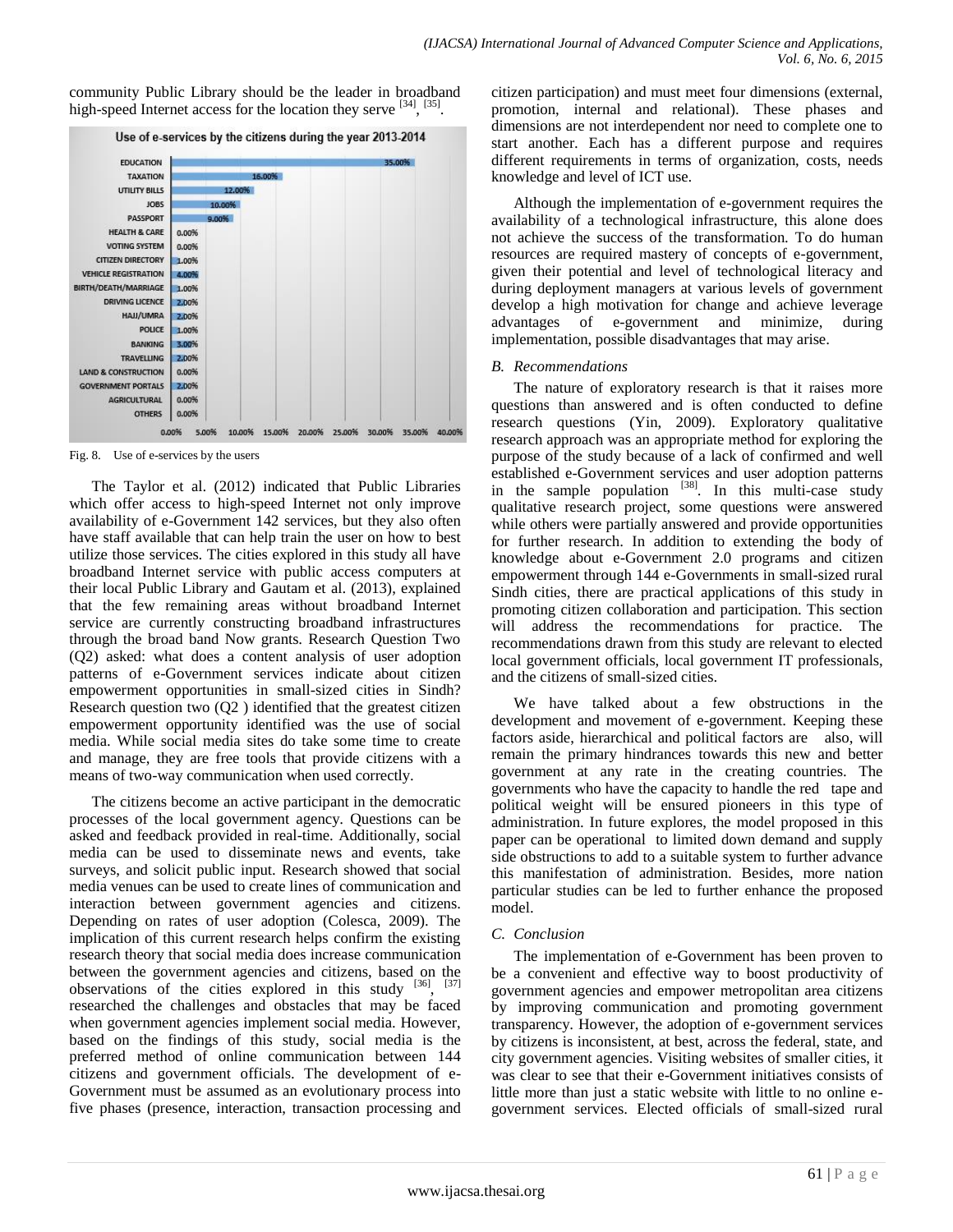community Public Library should be the leader in broadband high-speed Internet access for the location they serve [34], [35].

Fig. 8. Use of e-services by the users

The Taylor et al. (2012) indicated that Public Libraries which offer access to high-speed Internet not only improve availability of e-Government 142 services, but they also often have staff available that can help train the user on how to best utilize those services. The cities explored in this study all have broadband Internet service with public access computers at their local Public Library and Gautam et al. (2013), explained that the few remaining areas without broadband Internet service are currently constructing broadband infrastructures through the broad band Now grants. Research Question Two (Q2) asked: what does a content analysis of user adoption patterns of e-Government services indicate about citizen empowerment opportunities in small-sized cities in Sindh? Research question two (Q2 ) identified that the greatest citizen empowerment opportunity identified was the use of social media. While social media sites do take some time to create and manage, they are free tools that provide citizens with a means of two-way communication when used correctly.

The citizens become an active participant in the democratic processes of the local government agency. Questions can be asked and feedback provided in real-time. Additionally, social media can be used to disseminate news and events, take surveys, and solicit public input. Research showed that social media venues can be used to create lines of communication and interaction between government agencies and citizens. Depending on rates of user adoption (Colesca, 2009). The implication of this current research helps confirm the existing research theory that social media does increase communication between the government agencies and citizens, based on the observations of the cities explored in this study [36], [37] researched the challenges and obstacles that may be faced when government agencies implement social media. However, based on the findings of this study, social media is the preferred method of online communication between 144 citizens and government officials. The development of e-Government must be assumed as an evolutionary process into five phases (presence, interaction, transaction processing and citizen participation) and must meet four dimensions (external, promotion, internal and relational). These phases and dimensions are not interdependent nor need to complete one to start another. Each has a different purpose and requires different requirements in terms of organization, costs, needs knowledge and level of ICT use.

Although the implementation of e-government requires the availability of a technological infrastructure, this alone does not achieve the success of the transformation. To do human resources are required mastery of concepts of e-government, given their potential and level of technological literacy and during deployment managers at various levels of government develop a high motivation for change and achieve leverage advantages of e-government and minimize, during implementation, possible disadvantages that may arise.

### *B. Recommendations*

The nature of exploratory research is that it raises more questions than answered and is often conducted to define research questions (Yin, 2009). Exploratory qualitative research approach was an appropriate method for exploring the purpose of the study because of a lack of confirmed and well established e-Government services and user adoption patterns in the sample population [38]. In this multi-case study qualitative research project, some questions were answered while others were partially answered and provide opportunities for further research. In addition to extending the body of knowledge about e-Government 2.0 programs and citizen empowerment through 144 e-Governments in small-sized rural Sindh cities, there are practical applications of this study in promoting citizen collaboration and participation. This section will address the recommendations for practice. The recommendations drawn from this study are relevant to elected local government officials, local government IT professionals, and the citizens of small-sized cities.

We have talked about a few obstructions in the development and movement of e-government. Keeping these factors aside, hierarchical and political factors are also, will remain the primary hindrances towards this new and better government at any rate in the creating countries. The governments who have the capacity to handle the red tape and political weight will be ensured pioneers in this type of administration. In future explores, the model proposed in this paper can be operational to limited down demand and supply side obstructions to add to a suitable system to further advance this manifestation of administration. Besides, more nation particular studies can be led to further enhance the proposed model.

### *C. Conclusion*

The implementation of e-Government has been proven to be a convenient and effective way to boost productivity of government agencies and empower metropolitan area citizens by improving communication and promoting government transparency. However, the adoption of e-government services by citizens is inconsistent, at best, across the federal, state, and city government agencies. Visiting websites of smaller cities, it was clear to see that their e-Government initiatives consists of little more than just a static website with little to no online e-government services. Elected officials of small-sized rural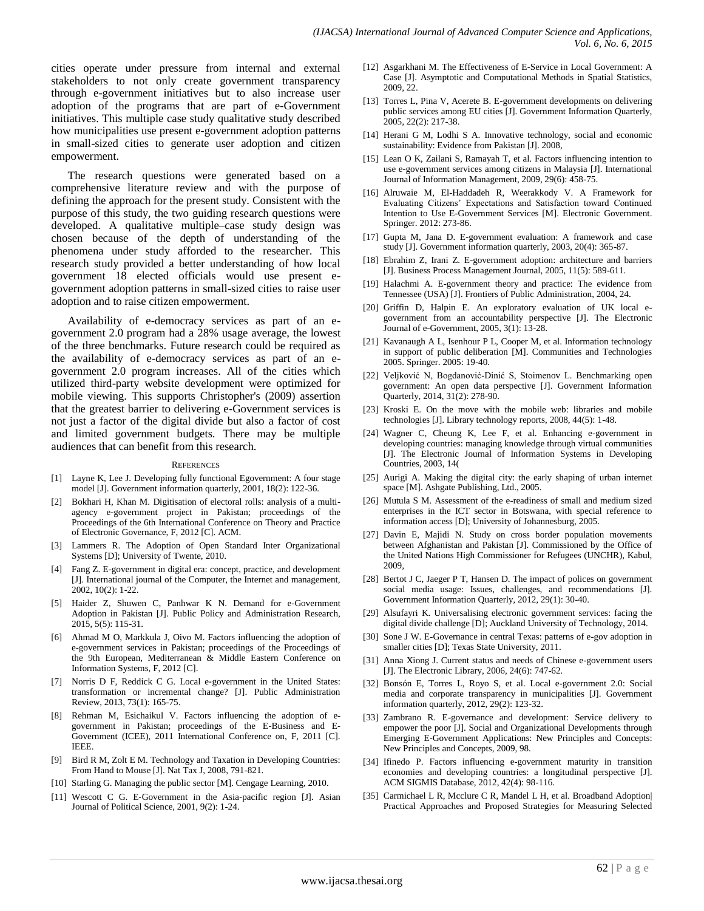cities operate under pressure from internal and external stakeholders to not only create government transparency through e-government initiatives but to also increase user adoption of the programs that are part of e-Government initiatives. This multiple case study qualitative study described how municipalities use present e-government adoption patterns in small-sized cities to generate user adoption and citizen empowerment.

The research questions were generated based on a comprehensive literature review and with the purpose of defining the approach for the present study. Consistent with the purpose of this study, the two guiding research questions were developed. A qualitative multiple–case study design was chosen because of the depth of understanding of the phenomena under study afforded to the researcher. This research study provided a better understanding of how local government 18 elected officials would use present e-government adoption patterns in small-sized cities to raise user adoption and to raise citizen empowerment.

Availability of e-democracy services as part of an e-government 2.0 program had a 28% usage average, the lowest of the three benchmarks. Future research could be required as the availability of e-democracy services as part of an e-government 2.0 program increases. All of the cities which utilized third-party website development were optimized for mobile viewing. This supports Christopher's (2009) assertion that the greatest barrier to delivering e-Government services is not just a factor of the digital divide but also a factor of cost and limited government budgets. There may be multiple audiences that can benefit from this research.

## References

[1] Layne K, Lee J. Developing fully functional Egovernment: A four stage model [J]. Government information quarterly, 2001, 18(2): 122-36.

[2] Bokhari H, Khan M. Digitisation of electoral rolls: analysis of a multi-agency e-government project in Pakistan; proceedings of the Proceedings of the 6th International Conference on Theory and Practice of Electronic Governance, F, 2012 [C]. ACM.

[3] Lammers R. The Adoption of Open Standard Inter Organizational Systems [D]; University of Twente, 2010.

[4] Fang Z. E-government in digital era: concept, practice, and development [J]. International journal of the Computer, the Internet and management, 2002, 10(2): 1-22.

[5] Haider Z, Shuwen C, Panhwar K N. Demand for e-Government Adoption in Pakistan [J]. Public Policy and Administration Research, 2015, 5(5): 115-31.

[6] Ahmad M O, Markkula J, Oivo M. Factors influencing the adoption of e-government services in Pakistan; proceedings of the Proceedings of the 9th European, Mediterranean & Middle Eastern Conference on Information Systems, F, 2012 [C].

[7] Norris D F, Reddick C G. Local e-government in the United States: transformation or incremental change? [J]. Public Administration Review, 2013, 73(1): 165-75.

[8] Rehman M, Esichaikul V. Factors influencing the adoption of e-government in Pakistan; proceedings of the E-Business and E-Government (ICEE), 2011 International Conference on, F, 2011 [C]. IEEE.

[9] Bird R M, Zolt E M. Technology and Taxation in Developing Countries: From Hand to Mouse [J]. Nat Tax J, 2008, 791-821.

[10] Starling G. Managing the public sector [M]. Cengage Learning, 2010.

[11] Wescott C G. E-Government in the Asia-pacific region [J]. Asian Journal of Political Science, 2001, 9(2): 1-24.

[12] Asgarkhani M. The Effectiveness of E-Service in Local Government: A Case [J]. Asymptotic and Computational Methods in Spatial Statistics, 2009, 22.

[13] Torres L, Pina V, Acerete B. E-government developments on delivering public services among EU cities [J]. Government Information Quarterly, 2005, 22(2): 217-38.

[14] Herani G M, Lodhi S A. Innovative technology, social and economic sustainability: Evidence from Pakistan [J]. 2008,

[15] Lean O K, Zailani S, Ramayah T, et al. Factors influencing intention to use e-government services among citizens in Malaysia [J]. International Journal of Information Management, 2009, 29(6): 458-75.

[16] Alruwaie M, El-Haddadeh R, Weerakkody V. A Framework for Evaluating Citizens' Expectations and Satisfaction toward Continued Intention to Use E-Government Services [M]. Electronic Government. Springer. 2012: 273-86.

[17] Gupta M, Jana D. E-government evaluation: A framework and case study [J]. Government information quarterly, 2003, 20(4): 365-87.

[18] Ebrahim Z, Irani Z. E-government adoption: architecture and barriers [J]. Business Process Management Journal, 2005, 11(5): 589-611.

[19] Halachmi A. E-government theory and practice: The evidence from Tennessee (USA) [J]. Frontiers of Public Administration, 2004, 24.

[20] Griffin D, Halpin E. An exploratory evaluation of UK local e-government from an accountability perspective [J]. The Electronic Journal of e-Government, 2005, 3(1): 13-28.

[21] Kavanaugh A L, Isenhour P L, Cooper M, et al. Information technology in support of public deliberation [M]. Communities and Technologies 2005. Springer. 2005: 19-40.

[22] Veljković N, Bogdanović-Dinić S, Stoimenov L. Benchmarking open government: An open data perspective [J]. Government Information Quarterly, 2014, 31(2): 278-90.

[23] Kroski E. On the move with the mobile web: libraries and mobile technologies [J]. Library technology reports, 2008, 44(5): 1-48.

[24] Wagner C, Cheung K, Lee F, et al. Enhancing e-government in developing countries: managing knowledge through virtual communities [J]. The Electronic Journal of Information Systems in Developing Countries, 2003, 14(

[25] Aurigi A. Making the digital city: the early shaping of urban internet space [M]. Ashgate Publishing, Ltd., 2005.

[26] Mutula S M. Assessment of the e-readiness of small and medium sized enterprises in the ICT sector in Botswana, with special reference to information access [D]; University of Johannesburg, 2005.

[27] Davin E, Majidi N. Study on cross border population movements between Afghanistan and Pakistan [J]. Commissioned by the Office of the United Nations High Commissioner for Refugees (UNCHR), Kabul, 2009,

[28] Bertot J C, Jaeger P T, Hansen D. The impact of polices on government social media usage: Issues, challenges, and recommendations [J]. Government Information Quarterly, 2012, 29(1): 30-40.

[29] Alsufayri K. Universalising electronic government services: facing the digital divide challenge [D]; Auckland University of Technology, 2014.

[30] Sone J W. E-Governance in central Texas: patterns of e-gov adoption in smaller cities [D]; Texas State University, 2011.

[31] Anna Xiong J. Current status and needs of Chinese e-government users [J]. The Electronic Library, 2006, 24(6): 747-62.

[32] Bonsón E, Torres L, Royo S, et al. Local e-government 2.0: Social media and corporate transparency in municipalities [J]. Government information quarterly, 2012, 29(2): 123-32.

[33] Zambrano R. E-governance and development: Service delivery to empower the poor [J]. Social and Organizational Developments through Emerging E-Government Applications: New Principles and Concepts: New Principles and Concepts, 2009, 98.

[34] Ifinedo P. Factors influencing e-government maturity in transition economies and developing countries: a longitudinal perspective [J]. ACM SIGMIS Database, 2012, 42(4): 98-116.

[35] Carmichael L R, Mcclure C R, Mandel L H, et al. Broadband Adoption| Practical Approaches and Proposed Strategies for Measuring Selected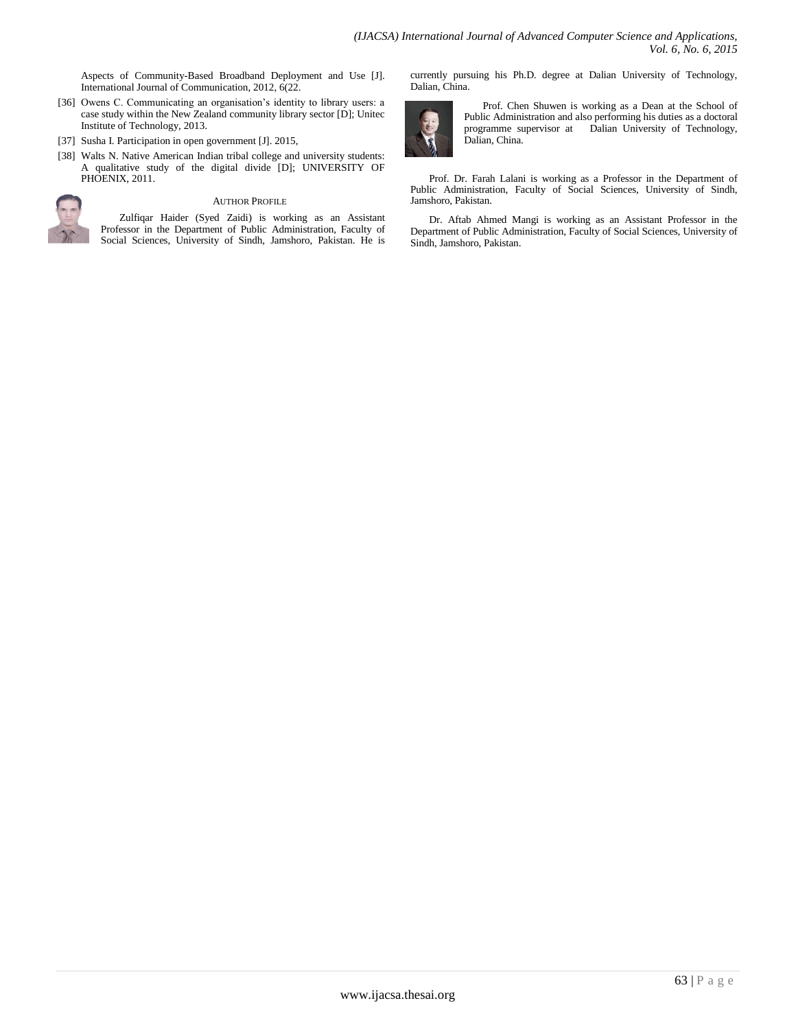Aspects of Community-Based Broadband Deployment and Use [J]. International Journal of Communication, 2012, 6(22.

[36] Owens C. Communicating an organisation's identity to library users: a case study within the New Zealand community library sector [D]; Unitec Institute of Technology, 2013.

[37] Susha I. Participation in open government [J]. 2015,

[38] Walts N. Native American Indian tribal college and university students: A qualitative study of the digital divide [D]; UNIVERSITY OF PHOENIX, 2011.

## AUTHOR PROFILE

Zulfiqar Haider (Syed Zaidi) is working as an Assistant Professor in the Department of Public Administration, Faculty of Social Sciences, University of Sindh, Jamshoro, Pakistan. He is currently pursuing his Ph.D. degree at Dalian University of Technology, Dalian, China.

Prof. Chen Shuwen is working as a Dean at the School of Public Administration and also performing his duties as a doctoral programme supervisor at Dalian University of Technology, Dalian, China.

Prof. Dr. Farah Lalani is working as a Professor in the Department of Public Administration, Faculty of Social Sciences, University of Sindh, Jamshoro, Pakistan.

Dr. Aftab Ahmed Mangi is working as an Assistant Professor in the Department of Public Administration, Faculty of Social Sciences, University of Sindh, Jamshoro, Pakistan.